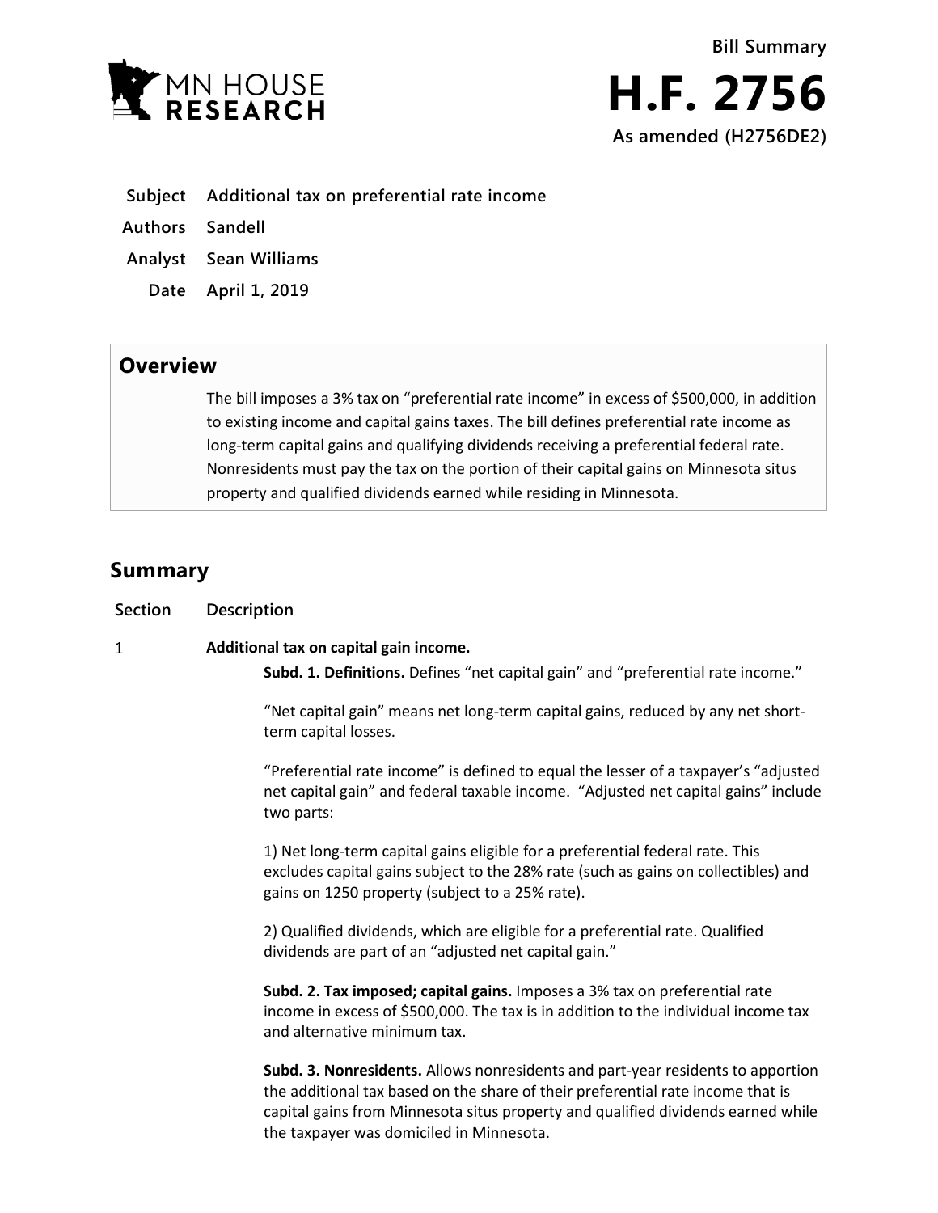MN HOUSE RESEARCH

# Bill Summary

# H.F. 2756

**As amended (H2756DE2)**

| | |
|---|---|
| **Subject** | **Additional tax on preferential rate income** |
| **Authors** | **Sandell** |
| **Analyst** | **Sean Williams** |
| **Date** | **April 1, 2019** |

## Overview

The bill imposes a 3% tax on "preferential rate income" in excess of $500,000, in addition to existing income and capital gains taxes. The bill defines preferential rate income as long-term capital gains and qualifying dividends receiving a preferential federal rate. Nonresidents must pay the tax on the portion of their capital gains on Minnesota situs property and qualified dividends earned while residing in Minnesota.

## Summary

| Section | Description |
|---|---|

**1** **Additional tax on capital gain income.**

**Subd. 1. Definitions.** Defines "net capital gain" and "preferential rate income."

"Net capital gain" means net long-term capital gains, reduced by any net short-term capital losses.

"Preferential rate income" is defined to equal the lesser of a taxpayer's "adjusted net capital gain" and federal taxable income. "Adjusted net capital gains" include two parts:

1) Net long-term capital gains eligible for a preferential federal rate. This excludes capital gains subject to the 28% rate (such as gains on collectibles) and gains on 1250 property (subject to a 25% rate).

2) Qualified dividends, which are eligible for a preferential rate. Qualified dividends are part of an "adjusted net capital gain."

**Subd. 2. Tax imposed; capital gains.** Imposes a 3% tax on preferential rate income in excess of $500,000. The tax is in addition to the individual income tax and alternative minimum tax.

**Subd. 3. Nonresidents.** Allows nonresidents and part-year residents to apportion the additional tax based on the share of their preferential rate income that is capital gains from Minnesota situs property and qualified dividends earned while the taxpayer was domiciled in Minnesota.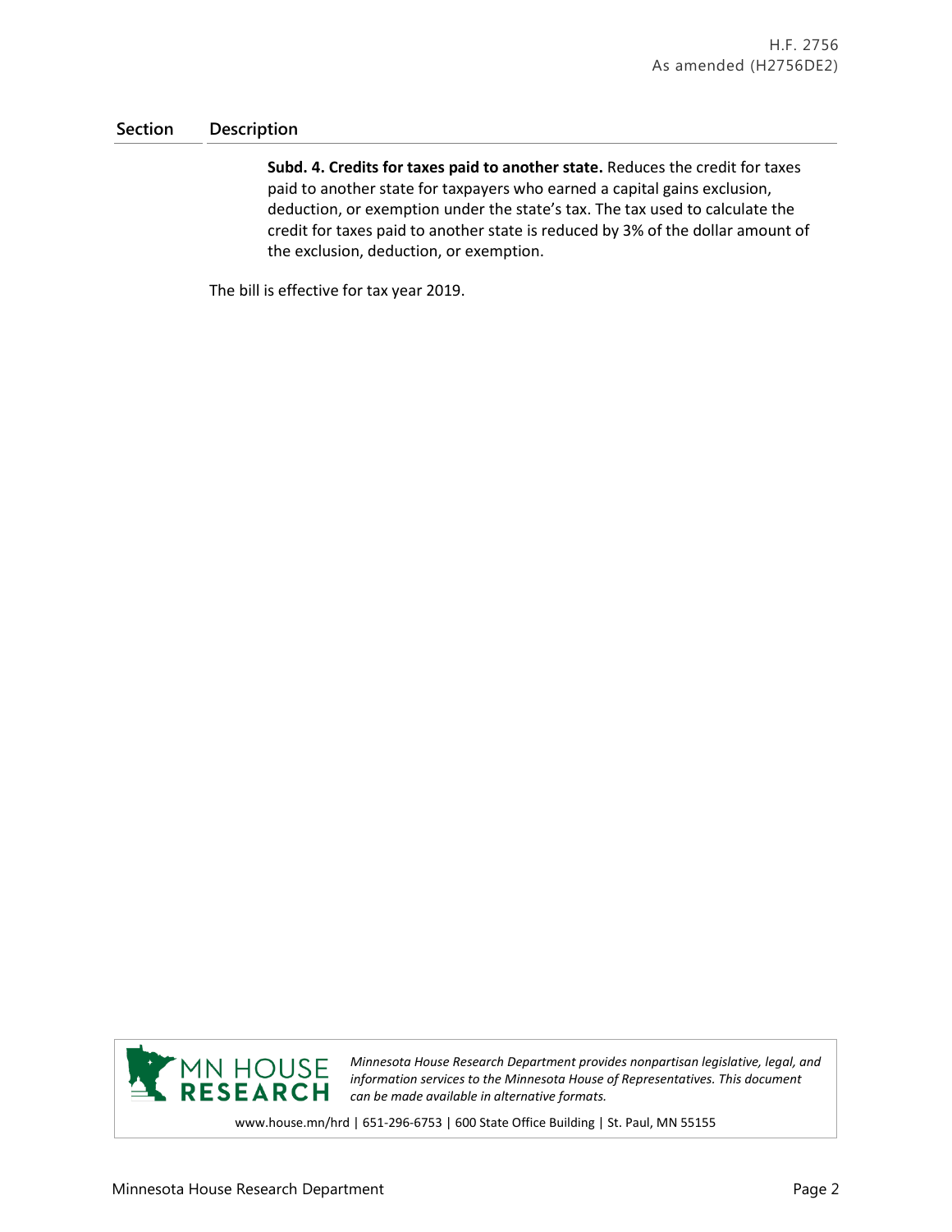| Section | Description |
|---|---|
| | **Subd. 4. Credits for taxes paid to another state.** Reduces the credit for taxes paid to another state for taxpayers who earned a capital gains exclusion, deduction, or exemption under the state's tax. The tax used to calculate the credit for taxes paid to another state is reduced by 3% of the dollar amount of the exclusion, deduction, or exemption. |

The bill is effective for tax year 2019.

MN HOUSE RESEARCH

*Minnesota House Research Department provides nonpartisan legislative, legal, and information services to the Minnesota House of Representatives. This document can be made available in alternative formats.*

www.house.mn/hrd | 651-296-6753 | 600 State Office Building | St. Paul, MN 55155